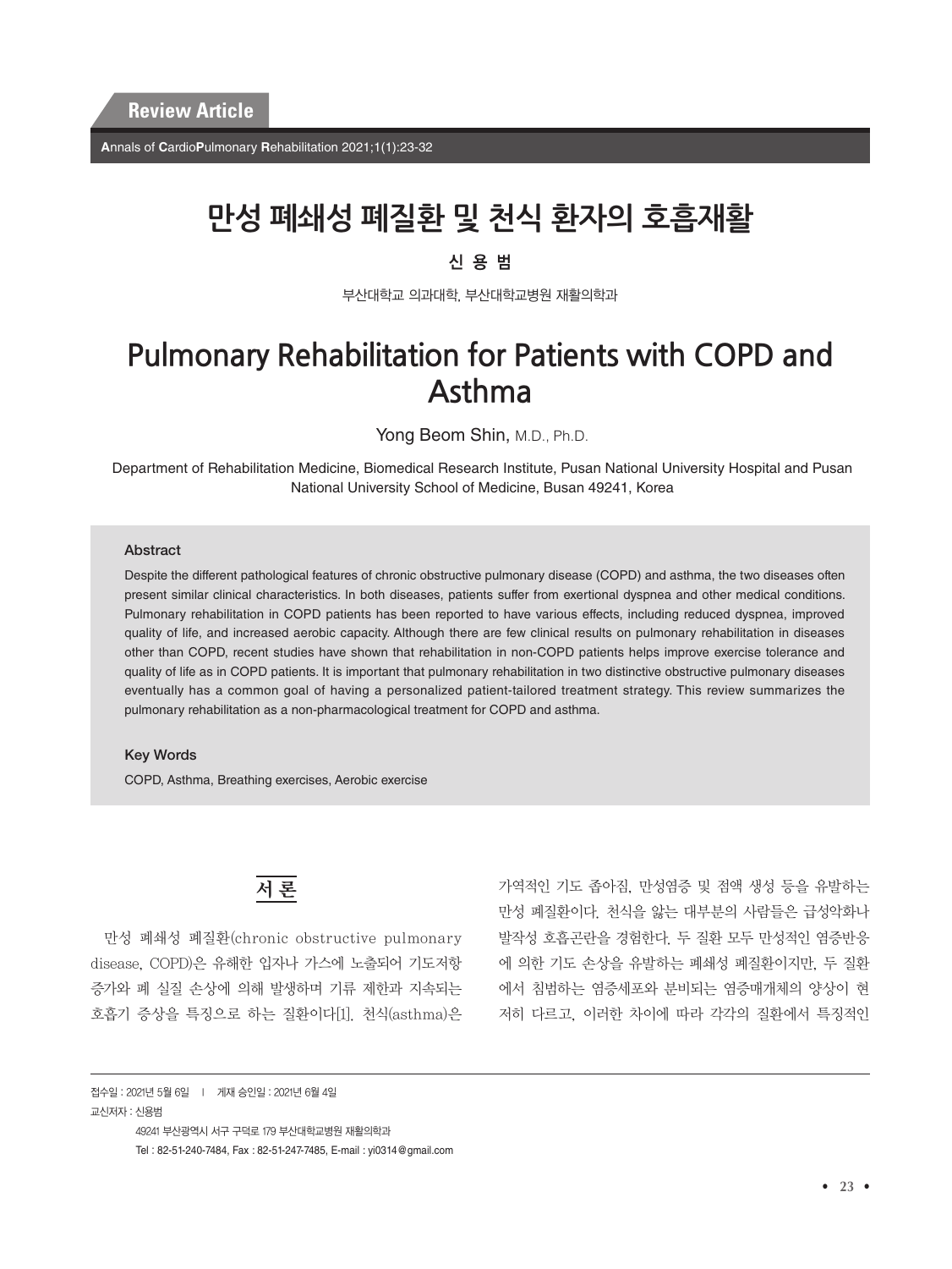Review Article

# 만성 폐쇄성 폐질환 및 천식 환자의 호흡재활

**신 용 범**

부산대학교 의과대학, 부산대학교병원 재활의학과

# Pulmonary Rehabilitation for Patients with COPD and Asthma

Yong Beom Shin, M.D., Ph.D.

Department of Rehabilitation Medicine, Biomedical Research Institute, Pusan National University Hospital and Pusan National University School of Medicine, Busan 49241, Korea

### Abstract

Despite the different pathological features of chronic obstructive pulmonary disease (COPD) and asthma, the two diseases often present similar clinical characteristics. In both diseases, patients suffer from exertional dyspnea and other medical conditions. Pulmonary rehabilitation in COPD patients has been reported to have various effects, including reduced dyspnea, improved quality of life, and increased aerobic capacity. Although there are few clinical results on pulmonary rehabilitation in diseases other than COPD, recent studies have shown that rehabilitation in non-COPD patients helps improve exercise tolerance and quality of life as in COPD patients. It is important that pulmonary rehabilitation in two distinctive obstructive pulmonary diseases eventually has a common goal of having a personalized patient-tailored treatment strategy. This review summarizes the pulmonary rehabilitation as a non-pharmacological treatment for COPD and asthma.

### Key Words

COPD, Asthma, Breathing exercises, Aerobic exercise

## 서 론

만성 폐쇄성 폐질환(chronic obstructive pulmonary disease, COPD)은 유해한 입자나 가스에 노출되어 기도저항 증가와 폐 실질 손상에 의해 발생하며 기류 제한과 지속되는 호흡기 증상을 특징으로 하는 질환이다[1]. 천식(asthma)은 가역적인 기도 좁아짐, 만성염증 및 점액 생성 등을 유발하는 만성 폐질환이다. 천식을 앓는 대부분의 사람들은 급성악화나 발작성 호흡곤란을 경험한다. 두 질환 모두 만성적인 염증반응에 의한 기도 손상을 유발하는 폐쇄성 폐질환이지만, 두 질환에서 침범하는 염증세포와 분비되는 염증매개체의 양상이 현저히 다르고, 이러한 차이에 따라 각각의 질환에서 특징적인

---

접수일 : 2021년 5월 6일 | 게재 승인일 : 2021년 6월 4일

교신저자 : 신용범

49241 부산광역시 서구 구덕로 179 부산대학교병원 재활의학과

Tel : 82-51-240-7484, Fax : 82-51-247-7485, E-mail : yi0314@gmail.com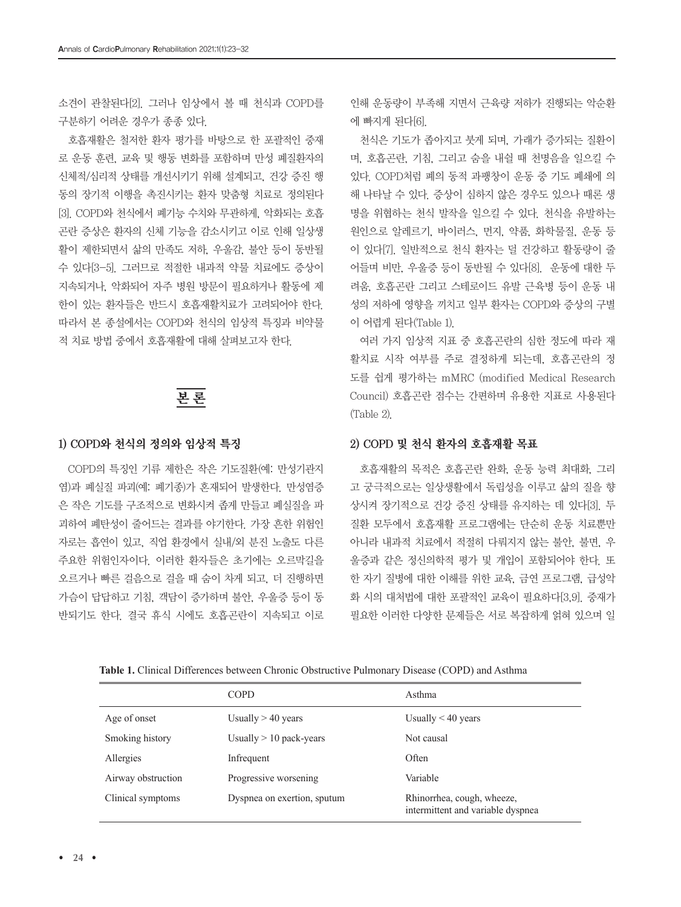소견이 관찰된다[2]. 그러나 임상에서 볼 때 천식과 COPD를 구분하기 어려운 경우가 종종 있다.

호흡재활은 철저한 환자 평가를 바탕으로 한 포괄적인 중재로 운동 훈련, 교육 및 행동 변화를 포함하며 만성 폐질환자의 신체적/심리적 상태를 개선시키기 위해 설계되고, 건강 증진 행동의 장기적 이행을 촉진시키는 환자 맞춤형 치료로 정의된다[3]. COPD와 천식에서 폐기능 수치와 무관하게, 악화되는 호흡곤란 증상은 환자의 신체 기능을 감소시키고 이로 인해 일상생활이 제한되면서 삶의 만족도 저하, 우울감, 불안 등이 동반될 수 있다[3-5]. 그러므로 적절한 내과적 약물 치료에도 증상이 지속되거나, 악화되어 자주 병원 방문이 필요하거나 활동에 제한이 있는 환자들은 반드시 호흡재활치료가 고려되어야 한다. 따라서 본 종설에서는 COPD와 천식의 임상적 특징과 비약물적 치료 방법 중에서 호흡재활에 대해 살펴보고자 한다.

## 본 론

### 1) COPD와 천식의 정의와 임상적 특징

COPD의 특징인 기류 제한은 작은 기도질환(예: 만성기관지염)과 폐실질 파괴(예: 폐기종)가 혼재되어 발생한다. 만성염증은 작은 기도를 구조적으로 변화시켜 좁게 만들고 폐실질을 파괴하여 폐탄성이 줄어드는 결과를 야기한다. 가장 흔한 위험인자로는 흡연이 있고, 직업 환경에서 실내/외 분진 노출도 다른 주요한 위험인자이다. 이러한 환자들은 초기에는 오르막길을 오르거나 빠른 걸음으로 걸을 때 숨이 차게 되고, 더 진행하면 가슴이 답답하고 기침, 객담이 증가하며 불안, 우울증 등이 동반되기도 한다. 결국 휴식 시에도 호흡곤란이 지속되고 이로 인해 운동량이 부족해 지면서 근육량 저하가 진행되는 악순환에 빠지게 된다[6].

천식은 기도가 좁아지고 붓게 되며, 가래가 증가되는 질환이며, 호흡곤란, 기침, 그리고 숨을 내쉴 때 천명음을 일으킬 수 있다. COPD처럼 폐의 동적 과팽창이 운동 중 기도 폐쇄에 의해 나타날 수 있다. 증상이 심하지 않은 경우도 있으나 때론 생명을 위협하는 천식 발작을 일으킬 수 있다. 천식을 유발하는 원인으로 알레르기, 바이러스, 먼지, 약품, 화학물질, 운동 등이 있다[7]. 일반적으로 천식 환자는 덜 건강하고 활동량이 줄어들며 비만, 우울증 등이 동반될 수 있다[8]. 운동에 대한 두려움, 호흡곤란 그리고 스테로이드 유발 근육병 등이 운동 내성의 저하에 영향을 끼치고 일부 환자는 COPD와 증상의 구별이 어렵게 된다(Table 1).

여러 가지 임상적 지표 중 호흡곤란의 심한 정도에 따라 재활치료 시작 여부를 주로 결정하게 되는데, 호흡곤란의 정도를 쉽게 평가하는 mMRC (modified Medical Research Council) 호흡곤란 점수는 간편하며 유용한 지표로 사용된다(Table 2).

### 2) COPD 및 천식 환자의 호흡재활 목표

호흡재활의 목적은 호흡곤란 완화, 운동 능력 최대화, 그리고 궁극적으로는 일상생활에서 독립성을 이루고 삶의 질을 향상시켜 장기적으로 건강 증진 상태를 유지하는 데 있다[3]. 두 질환 모두에서 호흡재활 프로그램에는 단순히 운동 치료뿐만 아니라 내과적 치료에서 적절히 다뤄지지 않는 불안, 불면, 우울증과 같은 정신의학적 평가 및 개입이 포함되어야 한다. 또한 자기 질병에 대한 이해를 위한 교육, 금연 프로그램, 급성악화 시의 대처법에 대한 포괄적인 교육이 필요하다[3,9]. 중재가 필요한 이러한 다양한 문제들은 서로 복잡하게 얽혀 있으며 일

**Table 1.** Clinical Differences between Chronic Obstructive Pulmonary Disease (COPD) and Asthma

| | COPD | Asthma |
|---|---|---|
| Age of onset | Usually > 40 years | Usually < 40 years |
| Smoking history | Usually > 10 pack-years | Not causal |
| Allergies | Infrequent | Often |
| Airway obstruction | Progressive worsening | Variable |
| Clinical symptoms | Dyspnea on exertion, sputum | Rhinorrhea, cough, wheeze, intermittent and variable dyspnea |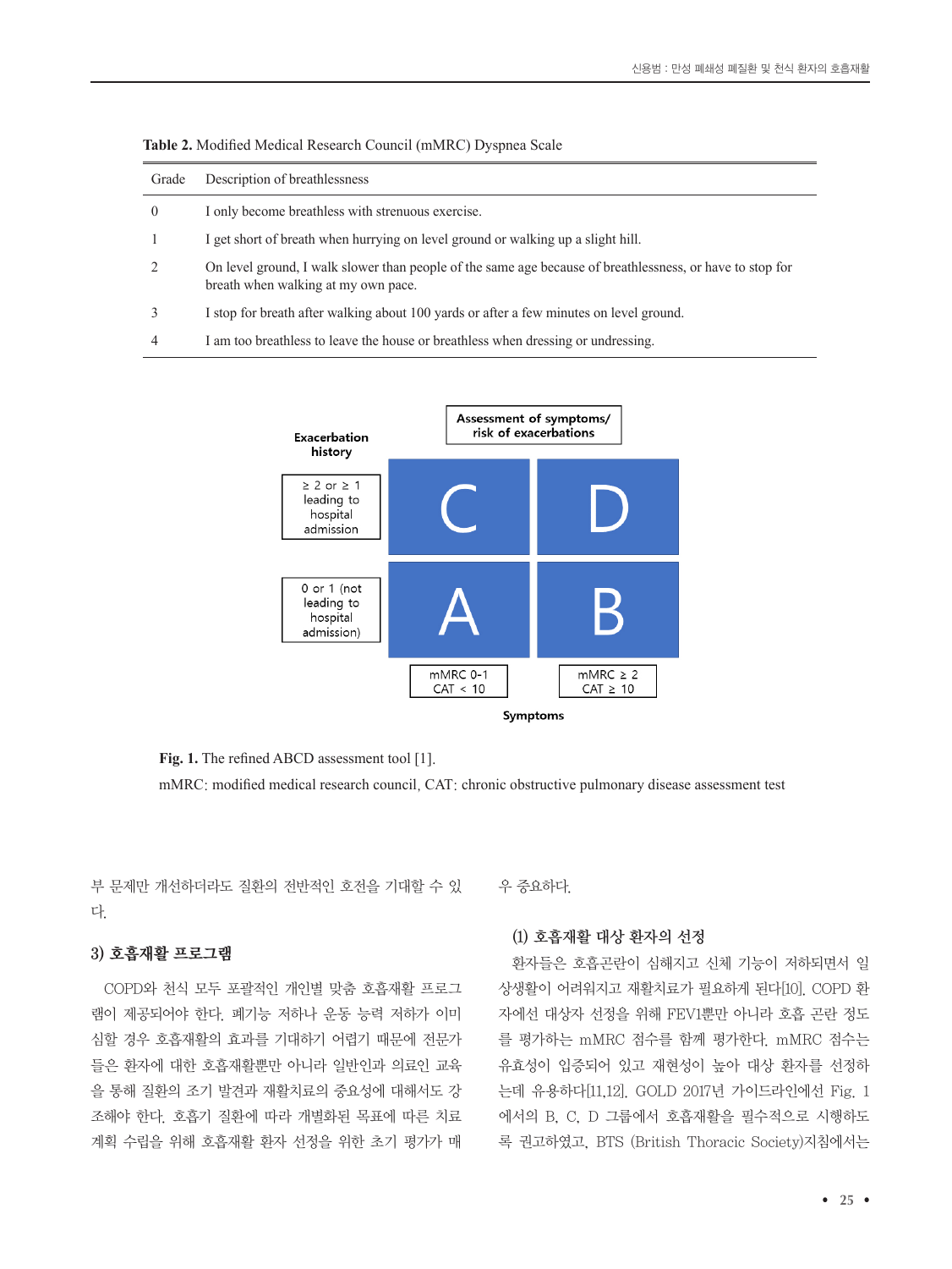**Table 2.** Modified Medical Research Council (mMRC) Dyspnea Scale

| Grade | Description of breathlessness |
|---|---|
| 0 | I only become breathless with strenuous exercise. |
| 1 | I get short of breath when hurrying on level ground or walking up a slight hill. |
| 2 | On level ground, I walk slower than people of the same age because of breathlessness, or have to stop for breath when walking at my own pace. |
| 3 | I stop for breath after walking about 100 yards or after a few minutes on level ground. |
| 4 | I am too breathless to leave the house or breathless when dressing or undressing. |

| Exacerbation history | Assessment of symptoms/ risk of exacerbations | |
|---|---|---|
| ≥ 2 or ≥ 1 leading to hospital admission | C | D |
| 0 or 1 (not leading to hospital admission) | A | B |
| | mMRC 0-1 CAT < 10 | mMRC ≥ 2 CAT ≥ 10 |
| | Symptoms | |

**Fig. 1.** The refined ABCD assessment tool [1].

mMRC: modified medical research council, CAT: chronic obstructive pulmonary disease assessment test

부 문제만 개선하더라도 질환의 전반적인 호전을 기대할 수 있다.

### 3) 호흡재활 프로그램

COPD와 천식 모두 포괄적인 개인별 맞춤 호흡재활 프로그램이 제공되어야 한다. 폐기능 저하나 운동 능력 저하가 이미 심할 경우 호흡재활의 효과를 기대하기 어렵기 때문에 전문가들은 환자에 대한 호흡재활뿐만 아니라 일반인과 의료인 교육을 통해 질환의 조기 발견과 재활치료의 중요성에 대해서도 강조해야 한다. 호흡기 질환에 따라 개별화된 목표에 따른 치료 계획 수립을 위해 호흡재활 환자 선정을 위한 초기 평가가 매우 중요하다.

#### (1) 호흡재활 대상 환자의 선정

환자들은 호흡곤란이 심해지고 신체 기능이 저하되면서 일상생활이 어려워지고 재활치료가 필요하게 된다[10]. COPD 환자에선 대상자 선정을 위해 FEV1뿐만 아니라 호흡 곤란 정도를 평가하는 mMRC 점수를 함께 평가한다. mMRC 점수는 유효성이 입증되어 있고 재현성이 높아 대상 환자를 선정하는데 유용하다[11,12]. GOLD 2017년 가이드라인에선 Fig. 1에서의 B, C, D 그룹에서 호흡재활을 필수적으로 시행하도록 권고하였고, BTS (British Thoracic Society)지침에서는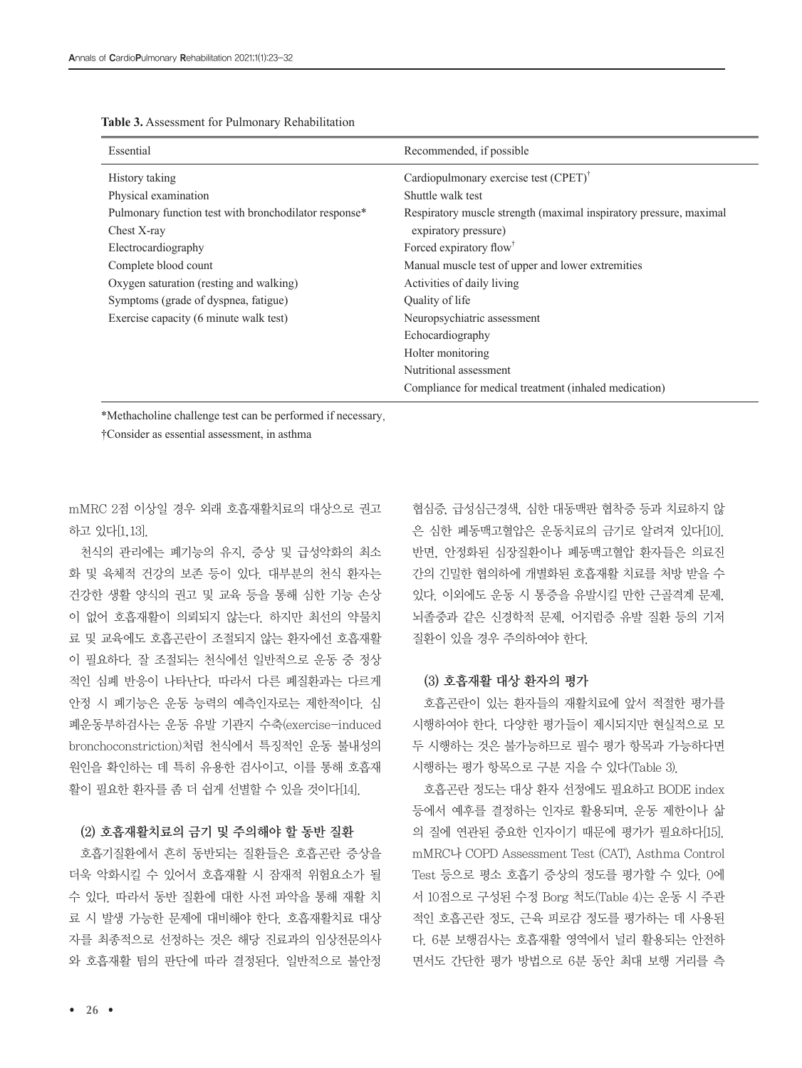**Table 3.** Assessment for Pulmonary Rehabilitation

| Essential | Recommended, if possible |
| --- | --- |
| History taking | Cardiopulmonary exercise test (CPET)† |
| Physical examination | Shuttle walk test |
| Pulmonary function test with bronchodilator response* | Respiratory muscle strength (maximal inspiratory pressure, maximal expiratory pressure) |
| Chest X-ray | Forced expiratory flow† |
| Electrocardiography | Manual muscle test of upper and lower extremities |
| Complete blood count | Activities of daily living |
| Oxygen saturation (resting and walking) | Quality of life |
| Symptoms (grade of dyspnea, fatigue) | Neuropsychiatric assessment |
| Exercise capacity (6 minute walk test) | Echocardiography |
| | Holter monitoring |
| | Nutritional assessment |
| | Compliance for medical treatment (inhaled medication) |

*Methacholine challenge test can be performed if necessary.
†Consider as essential assessment, in asthma

mMRC 2점 이상일 경우 외래 호흡재활치료의 대상으로 권고하고 있다[1,13].

천식의 관리에는 폐기능의 유지, 증상 및 급성악화의 최소화 및 육체적 건강의 보존 등이 있다. 대부분의 천식 환자는 건강한 생활 양식의 권고 및 교육 등을 통해 심한 기능 손상이 없어 호흡재활이 의뢰되지 않는다. 하지만 최선의 약물치료 및 교육에도 호흡곤란이 조절되지 않는 환자에선 호흡재활이 필요하다. 잘 조절되는 천식에선 일반적으로 운동 중 정상적인 심폐 반응이 나타난다. 따라서 다른 폐질환과는 다르게 안정 시 폐기능은 운동 능력의 예측인자로는 제한적이다. 심폐운동부하검사는 운동 유발 기관지 수축(exercise-induced bronchoconstriction)처럼 천식에서 특징적인 운동 불내성의 원인을 확인하는 데 특히 유용한 검사이고, 이를 통해 호흡재활이 필요한 환자를 좀 더 쉽게 선별할 수 있을 것이다[14].

### (2) 호흡재활치료의 금기 및 주의해야 할 동반 질환

호흡기질환에서 흔히 동반되는 질환들은 호흡곤란 증상을 더욱 악화시킬 수 있어서 호흡재활 시 잠재적 위험요소가 될 수 있다. 따라서 동반 질환에 대한 사전 파악을 통해 재활 치료 시 발생 가능한 문제에 대비해야 한다. 호흡재활치료 대상자를 최종적으로 선정하는 것은 해당 진료과의 임상전문의사와 호흡재활 팀의 판단에 따라 결정된다. 일반적으로 불안정 협심증, 급성심근경색, 심한 대동맥판 협착증 등과 치료하지 않은 심한 폐동맥고혈압은 운동치료의 금기로 알려져 있다[10]. 반면, 안정화된 심장질환이나 폐동맥고혈압 환자들은 의료진 간의 긴밀한 협의하에 개별화된 호흡재활 치료를 처방 받을 수 있다. 이외에도 운동 시 통증을 유발시킬 만한 근골격계 문제, 뇌졸중과 같은 신경학적 문제, 어지럼증 유발 질환 등의 기저 질환이 있을 경우 주의하여야 한다.

### (3) 호흡재활 대상 환자의 평가

호흡곤란이 있는 환자들의 재활치료에 앞서 적절한 평가를 시행하여야 한다. 다양한 평가들이 제시되지만 현실적으로 모두 시행하는 것은 불가능하므로 필수 평가 항목과 가능하다면 시행하는 평가 항목으로 구분 지을 수 있다(Table 3).

호흡곤란 정도는 대상 환자 선정에도 필요하고 BODE index 등에서 예후를 결정하는 인자로 활용되며, 운동 제한이나 삶의 질에 연관된 중요한 인자이기 때문에 평가가 필요하다[15]. mMRC나 COPD Assessment Test (CAT), Asthma Control Test 등으로 평소 호흡기 증상의 정도를 평가할 수 있다. 0에서 10점으로 구성된 수정 Borg 척도(Table 4)는 운동 시 주관적인 호흡곤란 정도, 근육 피로감 정도를 평가하는 데 사용된다. 6분 보행검사는 호흡재활 영역에서 널리 활용되는 안전하면서도 간단한 평가 방법으로 6분 동안 최대 보행 거리를 측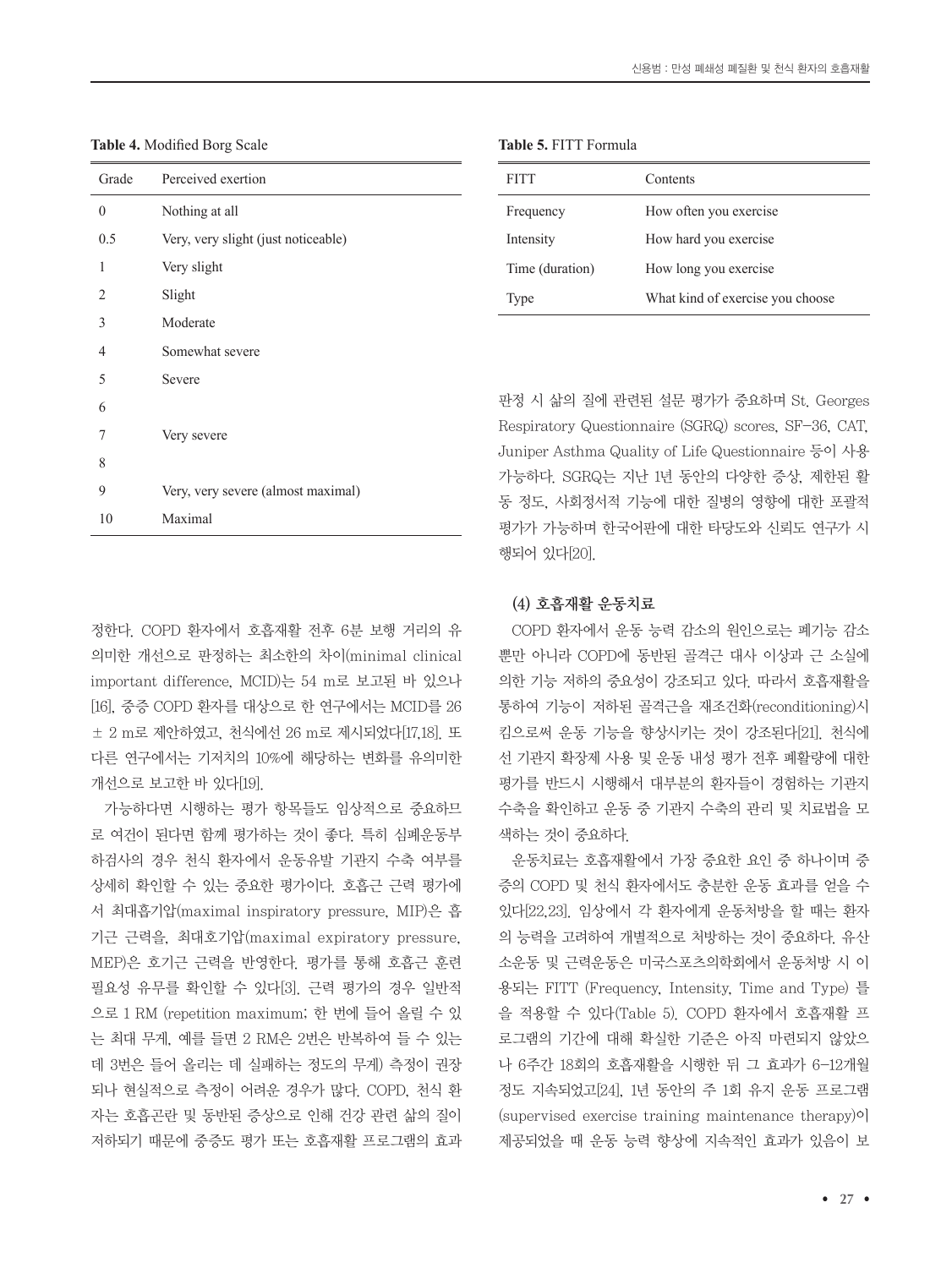**Table 4.** Modified Borg Scale

| Grade | Perceived exertion |
|---|---|
| 0 | Nothing at all |
| 0.5 | Very, very slight (just noticeable) |
| 1 | Very slight |
| 2 | Slight |
| 3 | Moderate |
| 4 | Somewhat severe |
| 5 | Severe |
| 6 | |
| 7 | Very severe |
| 8 | |
| 9 | Very, very severe (almost maximal) |
| 10 | Maximal |

정한다. COPD 환자에서 호흡재활 전후 6분 보행 거리의 유의미한 개선으로 판정하는 최소한의 차이(minimal clinical important difference, MCID)는 54 m로 보고된 바 있으나 [16], 중증 COPD 환자를 대상으로 한 연구에서는 MCID를 26 ± 2 m로 제안하였고, 천식에선 26 m로 제시되었다[17,18]. 또 다른 연구에서는 기저치의 10%에 해당하는 변화를 유의미한 개선으로 보고한 바 있다[19].

가능하다면 시행하는 평가 항목들도 임상적으로 중요하므로 여건이 된다면 함께 평가하는 것이 좋다. 특히 심폐운동부하검사의 경우 천식 환자에서 운동유발 기관지 수축 여부를 상세히 확인할 수 있는 중요한 평가이다. 호흡근 근력 평가에서 최대흡기압(maximal inspiratory pressure, MIP)은 흡기근 근력을, 최대호기압(maximal expiratory pressure, MEP)은 호기근 근력을 반영한다. 평가를 통해 호흡근 훈련 필요성 유무를 확인할 수 있다[3]. 근력 평가의 경우 일반적으로 1 RM (repetition maximum; 한 번에 들어 올릴 수 있는 최대 무게, 예를 들면 2 RM은 2번은 반복하여 들 수 있는데 3번은 들어 올리는 데 실패하는 정도의 무게) 측정이 권장되나 현실적으로 측정이 어려운 경우가 많다. COPD, 천식 환자는 호흡곤란 및 동반된 증상으로 인해 건강 관련 삶의 질이 저하되기 때문에 중증도 평가 또는 호흡재활 프로그램의 효과 판정 시 삶의 질에 관련된 설문 평가가 중요하며 St. Georges Respiratory Questionnaire (SGRQ) scores, SF-36, CAT, Juniper Asthma Quality of Life Questionnaire 등이 사용 가능하다. SGRQ는 지난 1년 동안의 다양한 증상, 제한된 활동 정도, 사회정서적 기능에 대한 질병의 영향에 대한 포괄적 평가가 가능하며 한국어판에 대한 타당도와 신뢰도 연구가 시행되어 있다[20].

**Table 5.** FITT Formula

| FITT | Contents |
|---|---|
| Frequency | How often you exercise |
| Intensity | How hard you exercise |
| Time (duration) | How long you exercise |
| Type | What kind of exercise you choose |

#### (4) 호흡재활 운동치료

COPD 환자에서 운동 능력 감소의 원인으로는 폐기능 감소뿐만 아니라 COPD에 동반된 골격근 대사 이상과 근 소실에 의한 기능 저하의 중요성이 강조되고 있다. 따라서 호흡재활을 통하여 기능이 저하된 골격근을 재조건화(reconditioning)시킴으로써 운동 기능을 향상시키는 것이 강조된다[21]. 천식에선 기관지 확장제 사용 및 운동 내성 평가 전후 폐활량에 대한 평가를 반드시 시행해서 대부분의 환자들이 경험하는 기관지 수축을 확인하고 운동 중 기관지 수축의 관리 및 치료법을 모색하는 것이 중요하다.

운동치료는 호흡재활에서 가장 중요한 요인 중 하나이며 중증의 COPD 및 천식 환자에서도 충분한 운동 효과를 얻을 수 있다[22,23]. 임상에서 각 환자에게 운동처방을 할 때는 환자의 능력을 고려하여 개별적으로 처방하는 것이 중요하다. 유산소운동 및 근력운동은 미국스포츠의학회에서 운동처방 시 이용되는 FITT (Frequency, Intensity, Time and Type) 틀을 적용할 수 있다(Table 5). COPD 환자에서 호흡재활 프로그램의 기간에 대해 확실한 기준은 아직 마련되지 않았으나 6주간 18회의 호흡재활을 시행한 뒤 그 효과가 6–12개월 정도 지속되었고[24], 1년 동안의 주 1회 유지 운동 프로그램(supervised exercise training maintenance therapy)이 제공되었을 때 운동 능력 향상에 지속적인 효과가 있음이 보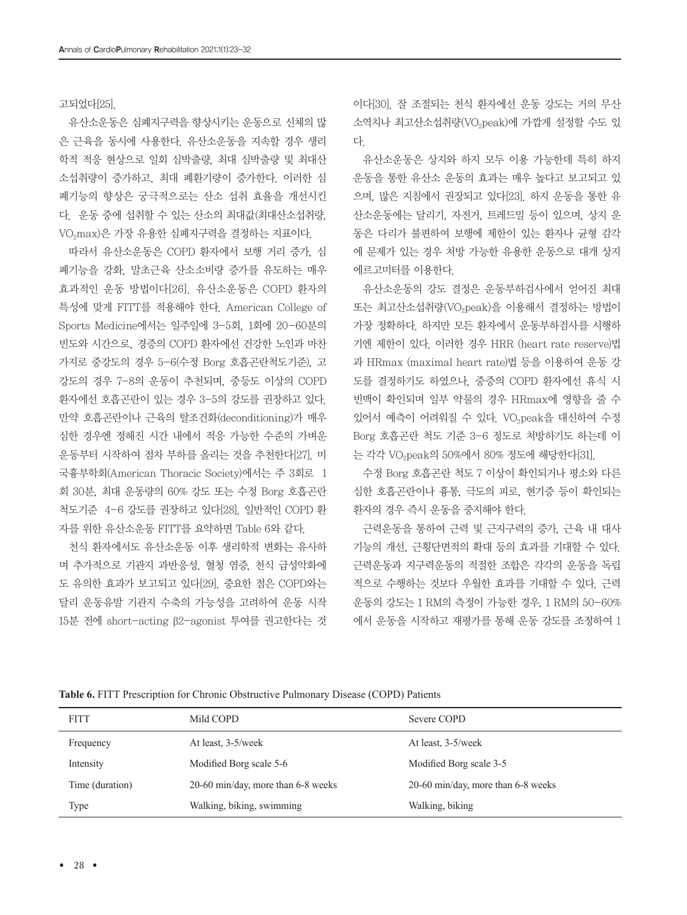고되었다[25].

유산소운동은 심폐지구력을 향상시키는 운동으로 신체의 많은 근육을 동시에 사용한다. 유산소운동을 지속할 경우 생리학적 적응 현상으로 일회 심박출량, 최대 심박출량 및 최대산소섭취량이 증가하고, 최대 폐환기량이 증가한다. 이러한 심폐기능의 향상은 궁극적으로는 산소 섭취 효율을 개선시킨다. 운동 중에 섭취할 수 있는 산소의 최대값(최대산소섭취량, $VO_2max$)은 가장 유용한 심폐지구력을 결정하는 지표이다.

따라서 유산소운동은 COPD 환자에서 보행 거리 증가, 심폐기능을 강화, 말초근육 산소소비량 증가를 유도하는 매우 효과적인 운동 방법이다[26]. 유산소운동은 COPD 환자의 특성에 맞게 FITT를 적용해야 한다. American College of Sports Medicine에서는 일주일에 3–5회, 1회에 20–60분의 빈도와 시간으로, 경증의 COPD 환자에선 건강한 노인과 마찬가지로 중강도의 경우 5–6(수정 Borg 호흡곤란척도기준), 고강도의 경우 7–8의 운동이 추천되며, 중등도 이상의 COPD 환자에선 호흡곤란이 있는 경우 3–5의 강도를 권장하고 있다. 만약 호흡곤란이나 근육의 탈조건화(deconditioning)가 매우 심한 경우엔 정해진 시간 내에서 적응 가능한 수준의 가벼운 운동부터 시작하여 점차 부하를 올리는 것을 추천한다[27]. 미국흉부학회(American Thoracic Society)에서는 주 3회로 1회 30분, 최대 운동량의 60% 강도 또는 수정 Borg 호흡곤란 척도기준 4–6 강도를 권장하고 있다[28]. 일반적인 COPD 환자를 위한 유산소운동 FITT를 요약하면 Table 6와 같다.

천식 환자에서도 유산소운동 이후 생리학적 변화는 유사하며 추가적으로 기관지 과반응성, 혈청 염증, 천식 급성악화에도 유의한 효과가 보고되고 있다[29]. 중요한 점은 COPD와는 달리 운동유발 기관지 수축의 가능성을 고려하여 운동 시작 15분 전에 short-acting β2-agonist 투여를 권고한다는 것이다[30]. 잘 조절되는 천식 환자에선 운동 강도는 거의 무산소역치나 최고산소섭취량($VO_2peak$)에 가깝게 설정할 수도 있다.

유산소운동은 상지와 하지 모두 이용 가능한데 특히 하지 운동을 통한 유산소 운동의 효과는 매우 높다고 보고되고 있으며, 많은 지침에서 권장되고 있다[23]. 하지 운동을 통한 유산소운동에는 달리기, 자전거, 트레드밀 등이 있으며, 상지 운동은 다리가 불편하여 보행에 제한이 있는 환자나 균형 감각에 문제가 있는 경우 처방 가능한 유용한 운동으로 대개 상지 에르고미터를 이용한다.

유산소운동의 강도 결정은 운동부하검사에서 얻어진 최대 또는 최고산소섭취량($VO_2peak$)을 이용해서 결정하는 방법이 가장 정확하다. 하지만 모든 환자에서 운동부하검사를 시행하기엔 제한이 있다. 이러한 경우 HRR (heart rate reserve)법과 HRmax (maximal heart rate)법 등을 이용하여 운동 강도를 결정하기도 하였으나, 중증의 COPD 환자에선 휴식 시 빈맥이 확인되며 일부 약물의 경우 HRmax에 영향을 줄 수 있어서 예측이 어려워질 수 있다. $VO_2peak$을 대신하여 수정 Borg 호흡곤란 척도 기준 3–6 정도로 처방하기도 하는데 이는 각각 $VO_2peak$의 50%에서 80% 정도에 해당한다[31].

수정 Borg 호흡곤란 척도 7 이상이 확인되거나 평소와 다른 심한 호흡곤란이나 흉통, 극도의 피로, 현기증 등이 확인되는 환자의 경우 즉시 운동을 중지해야 한다.

근력운동을 통하여 근력 및 근지구력의 증가, 근육 내 대사 기능의 개선, 근횡단면적의 확대 등의 효과를 기대할 수 있다. 근력운동과 지구력운동의 적절한 조합은 각각의 운동을 독립적으로 수행하는 것보다 우월한 효과를 기대할 수 있다. 근력운동의 강도는 1 RM의 측정이 가능한 경우, 1 RM의 50–60%에서 운동을 시작하고 재평가를 통해 운동 강도를 조정하여 1

**Table 6.** FITT Prescription for Chronic Obstructive Pulmonary Disease (COPD) Patients

| FITT | Mild COPD | Severe COPD |
|---|---|---|
| Frequency | At least, 3-5/week | At least, 3-5/week |
| Intensity | Modified Borg scale 5-6 | Modified Borg scale 3-5 |
| Time (duration) | 20-60 min/day, more than 6-8 weeks | 20-60 min/day, more than 6-8 weeks |
| Type | Walking, biking, swimming | Walking, biking |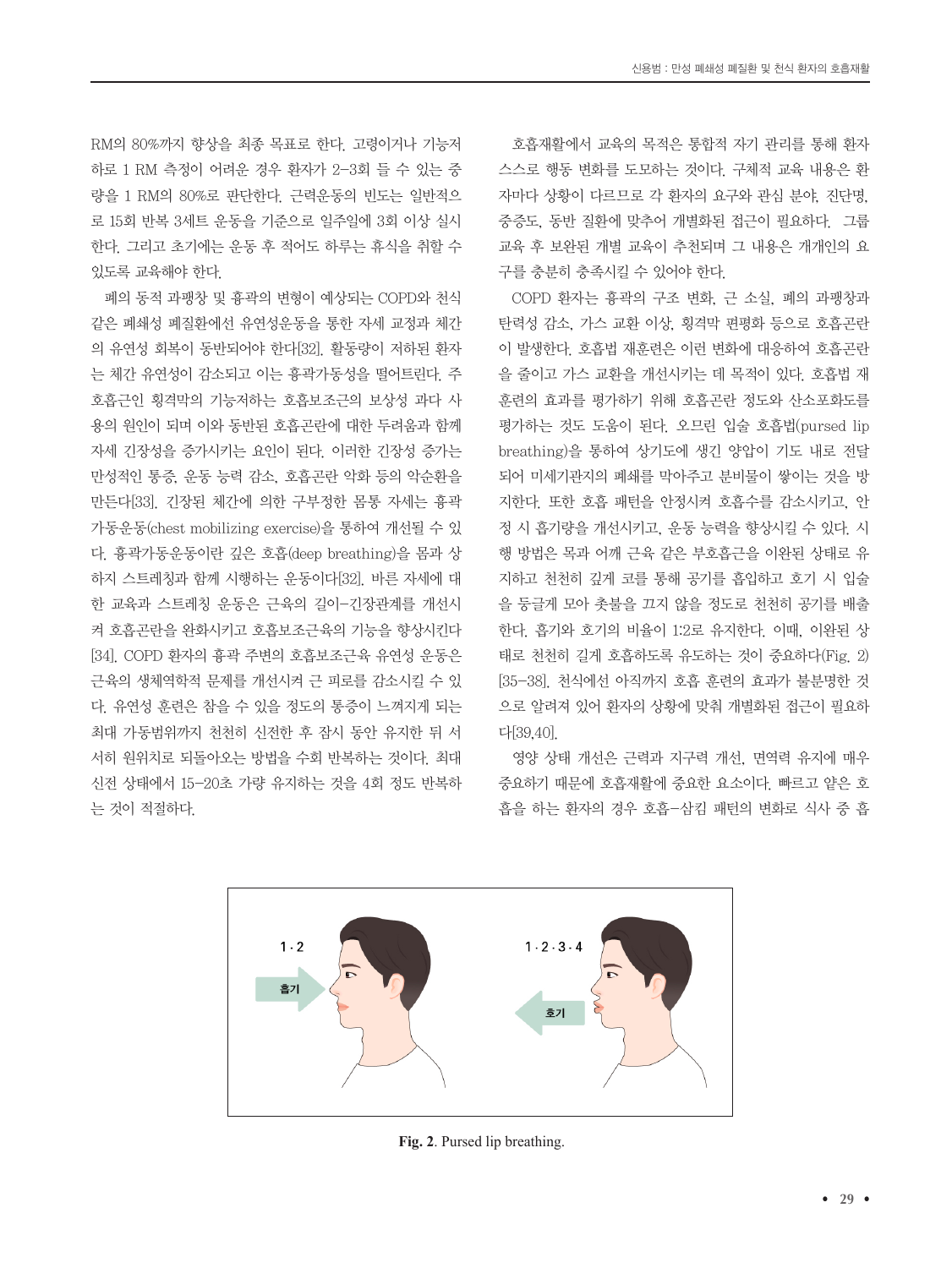RM의 80%까지 향상을 최종 목표로 한다. 고령이거나 기능저하로 1 RM 측정이 어려운 경우 환자가 2–3회 들 수 있는 중량을 1 RM의 80%로 판단한다. 근력운동의 빈도는 일반적으로 15회 반복 3세트 운동을 기준으로 일주일에 3회 이상 실시한다. 그리고 초기에는 운동 후 적어도 하루는 휴식을 취할 수 있도록 교육해야 한다.

폐의 동적 과팽창 및 흉곽의 변형이 예상되는 COPD와 천식 같은 폐쇄성 폐질환에선 유연성운동을 통한 자세 교정과 체간의 유연성 회복이 동반되어야 한다[32]. 활동량이 저하된 환자는 체간 유연성이 감소되고 이는 흉곽가동성을 떨어트린다. 주호흡근인 횡격막의 기능저하는 호흡보조근의 보상성 과다 사용의 원인이 되며 이와 동반된 호흡곤란에 대한 두려움과 함께 자세 긴장성을 증가시키는 요인이 된다. 이러한 긴장성 증가는 만성적인 통증, 운동 능력 감소, 호흡곤란 악화 등의 악순환을 만든다[33]. 긴장된 체간에 의한 구부정한 몸통 자세는 흉곽가동운동(chest mobilizing exercise)을 통하여 개선될 수 있다. 흉곽가동운동이란 깊은 호흡(deep breathing)을 몸과 상하지 스트레칭과 함께 시행하는 운동이다[32]. 바른 자세에 대한 교육과 스트레칭 운동은 근육의 길이–긴장관계를 개선시켜 호흡곤란을 완화시키고 호흡보조근육의 기능을 향상시킨다[34]. COPD 환자의 흉곽 주변의 호흡보조근육 유연성 운동은 근육의 생체역학적 문제를 개선시켜 근 피로를 감소시킬 수 있다. 유연성 훈련은 참을 수 있을 정도의 통증이 느껴지게 되는 최대 가동범위까지 천천히 신전한 후 잠시 동안 유지한 뒤 서서히 원위치로 되돌아오는 방법을 수회 반복하는 것이다. 최대 신전 상태에서 15–20초 가량 유지하는 것을 4회 정도 반복하는 것이 적절하다.

호흡재활에서 교육의 목적은 통합적 자기 관리를 통해 환자 스스로 행동 변화를 도모하는 것이다. 구체적 교육 내용은 환자마다 상황이 다르므로 각 환자의 요구와 관심 분야, 진단명, 중증도, 동반 질환에 맞추어 개별화된 접근이 필요하다. 그룹 교육 후 보완된 개별 교육이 추천되며 그 내용은 개개인의 요구를 충분히 충족시킬 수 있어야 한다.

COPD 환자는 흉곽의 구조 변화, 근 소실, 폐의 과팽창과 탄력성 감소, 가스 교환 이상, 횡격막 편평화 등으로 호흡곤란이 발생한다. 호흡법 재훈련은 이런 변화에 대응하여 호흡곤란을 줄이고 가스 교환을 개선시키는 데 목적이 있다. 호흡법 재훈련의 효과를 평가하기 위해 호흡곤란 정도와 산소포화도를 평가하는 것도 도움이 된다. 오므린 입술 호흡법(pursed lip breathing)을 통하여 상기도에 생긴 양압이 기도 내로 전달되어 미세기관지의 폐쇄를 막아주고 분비물이 쌓이는 것을 방지한다. 또한 호흡 패턴을 안정시켜 호흡수를 감소시키고, 안정 시 흡기량을 개선시키고, 운동 능력을 향상시킬 수 있다. 시행 방법은 목과 어깨 근육 같은 부호흡근을 이완된 상태로 유지하고 천천히 깊게 코를 통해 공기를 흡입하고 호기 시 입술을 둥글게 모아 촛불을 끄지 않을 정도로 천천히 공기를 배출한다. 흡기와 호기의 비율이 1:2로 유지한다. 이때, 이완된 상태로 천천히 길게 호흡하도록 유도하는 것이 중요하다(Fig. 2)[35–38]. 천식에선 아직까지 호흡 훈련의 효과가 불분명한 것으로 알려져 있어 환자의 상황에 맞춰 개별화된 접근이 필요하다[39,40].

영양 상태 개선은 근력과 지구력 개선, 면역력 유지에 매우 중요하기 때문에 호흡재활에 중요한 요소이다. 빠르고 얕은 호흡을 하는 환자의 경우 호흡–삼킴 패턴의 변화로 식사 중 흡

**Fig. 2**. Pursed lip breathing.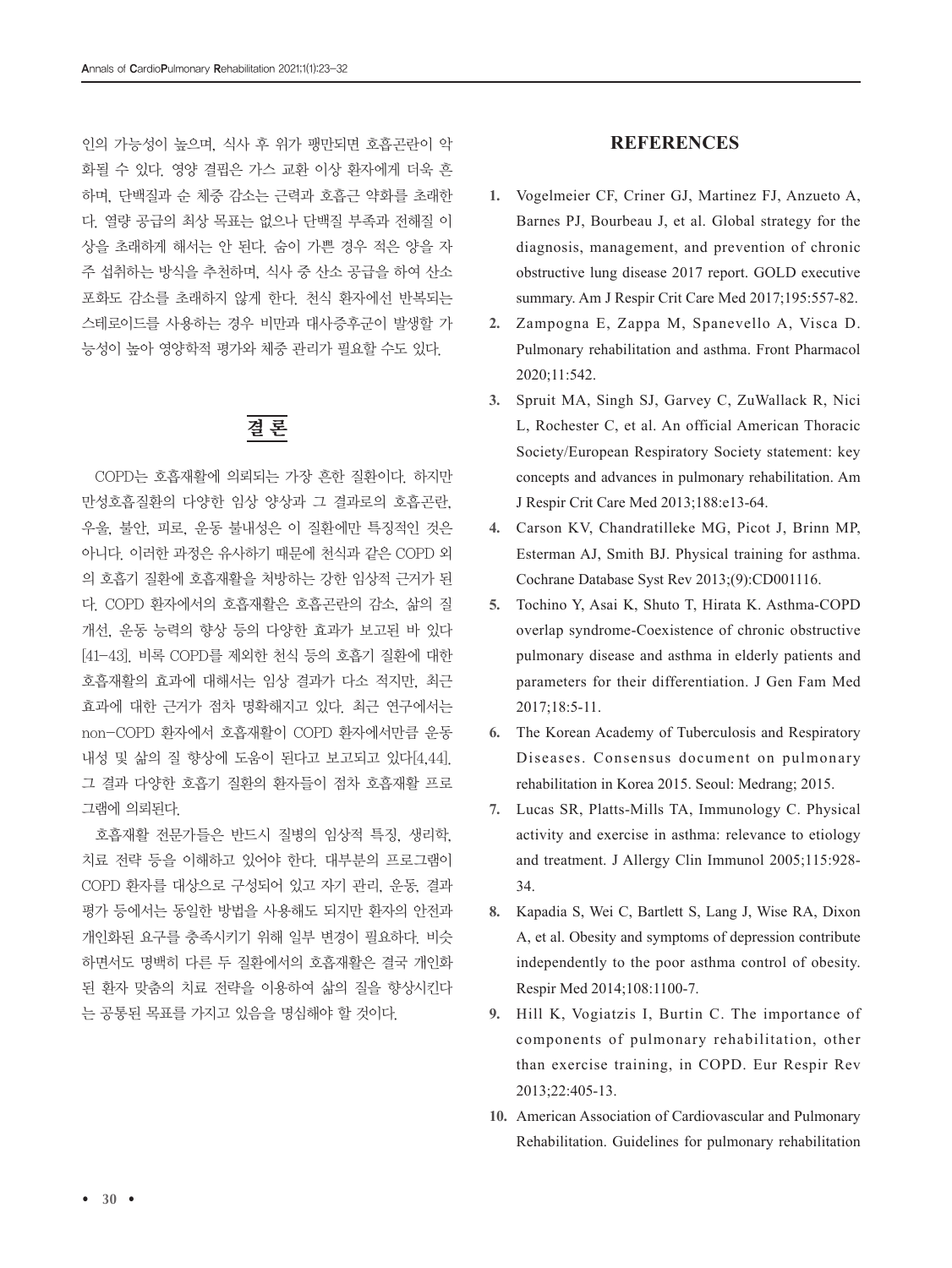인의 가능성이 높으며, 식사 후 위가 팽만되면 호흡곤란이 악화될 수 있다. 영양 결핍은 가스 교환 이상 환자에게 더욱 흔하며, 단백질과 순 체중 감소는 근력과 호흡근 약화를 초래한다. 열량 공급의 최상 목표는 없으나 단백질 부족과 전해질 이상을 초래하게 해서는 안 된다. 숨이 가쁜 경우 적은 양을 자주 섭취하는 방식을 추천하며, 식사 중 산소 공급을 하여 산소포화도 감소를 초래하지 않게 한다. 천식 환자에선 반복되는 스테로이드를 사용하는 경우 비만과 대사증후군이 발생할 가능성이 높아 영양학적 평가와 체중 관리가 필요할 수도 있다.

## 결 론

COPD는 호흡재활에 의뢰되는 가장 흔한 질환이다. 하지만 만성호흡질환의 다양한 임상 양상과 그 결과로의 호흡곤란, 우울, 불안, 피로, 운동 불내성은 이 질환에만 특징적인 것은 아니다. 이러한 과정은 유사하기 때문에 천식과 같은 COPD 외의 호흡기 질환에 호흡재활을 처방하는 강한 임상적 근거가 된다. COPD 환자에서의 호흡재활은 호흡곤란의 감소, 삶의 질 개선, 운동 능력의 향상 등의 다양한 효과가 보고된 바 있다 [41-43]. 비록 COPD를 제외한 천식 등의 호흡기 질환에 대한 호흡재활의 효과에 대해서는 임상 결과가 다소 적지만, 최근 효과에 대한 근거가 점차 명확해지고 있다. 최근 연구에서는 non-COPD 환자에서 호흡재활이 COPD 환자에서만큼 운동 내성 및 삶의 질 향상에 도움이 된다고 보고되고 있다[4,44]. 그 결과 다양한 호흡기 질환의 환자들이 점차 호흡재활 프로그램에 의뢰된다.

호흡재활 전문가들은 반드시 질병의 임상적 특징, 생리학, 치료 전략 등을 이해하고 있어야 한다. 대부분의 프로그램이 COPD 환자를 대상으로 구성되어 있고 자기 관리, 운동, 결과 평가 등에서는 동일한 방법을 사용해도 되지만 환자의 안전과 개인화된 요구를 충족시키기 위해 일부 변경이 필요하다. 비슷하면서도 명백히 다른 두 질환에서의 호흡재활은 결국 개인화된 환자 맞춤의 치료 전략을 이용하여 삶의 질을 향상시킨다는 공통된 목표를 가지고 있음을 명심해야 할 것이다.

## REFERENCES

1. Vogelmeier CF, Criner GJ, Martinez FJ, Anzueto A, Barnes PJ, Bourbeau J, et al. Global strategy for the diagnosis, management, and prevention of chronic obstructive lung disease 2017 report. GOLD executive summary. Am J Respir Crit Care Med 2017;195:557-82.
2. Zampogna E, Zappa M, Spanevello A, Visca D. Pulmonary rehabilitation and asthma. Front Pharmacol 2020;11:542.
3. Spruit MA, Singh SJ, Garvey C, ZuWallack R, Nici L, Rochester C, et al. An official American Thoracic Society/European Respiratory Society statement: key concepts and advances in pulmonary rehabilitation. Am J Respir Crit Care Med 2013;188:e13-64.
4. Carson KV, Chandratilleke MG, Picot J, Brinn MP, Esterman AJ, Smith BJ. Physical training for asthma. Cochrane Database Syst Rev 2013;(9):CD001116.
5. Tochino Y, Asai K, Shuto T, Hirata K. Asthma-COPD overlap syndrome-Coexistence of chronic obstructive pulmonary disease and asthma in elderly patients and parameters for their differentiation. J Gen Fam Med 2017;18:5-11.
6. The Korean Academy of Tuberculosis and Respiratory Diseases. Consensus document on pulmonary rehabilitation in Korea 2015. Seoul: Medrang; 2015.
7. Lucas SR, Platts-Mills TA, Immunology C. Physical activity and exercise in asthma: relevance to etiology and treatment. J Allergy Clin Immunol 2005;115:928-34.
8. Kapadia S, Wei C, Bartlett S, Lang J, Wise RA, Dixon A, et al. Obesity and symptoms of depression contribute independently to the poor asthma control of obesity. Respir Med 2014;108:1100-7.
9. Hill K, Vogiatzis I, Burtin C. The importance of components of pulmonary rehabilitation, other than exercise training, in COPD. Eur Respir Rev 2013;22:405-13.
10. American Association of Cardiovascular and Pulmonary Rehabilitation. Guidelines for pulmonary rehabilitation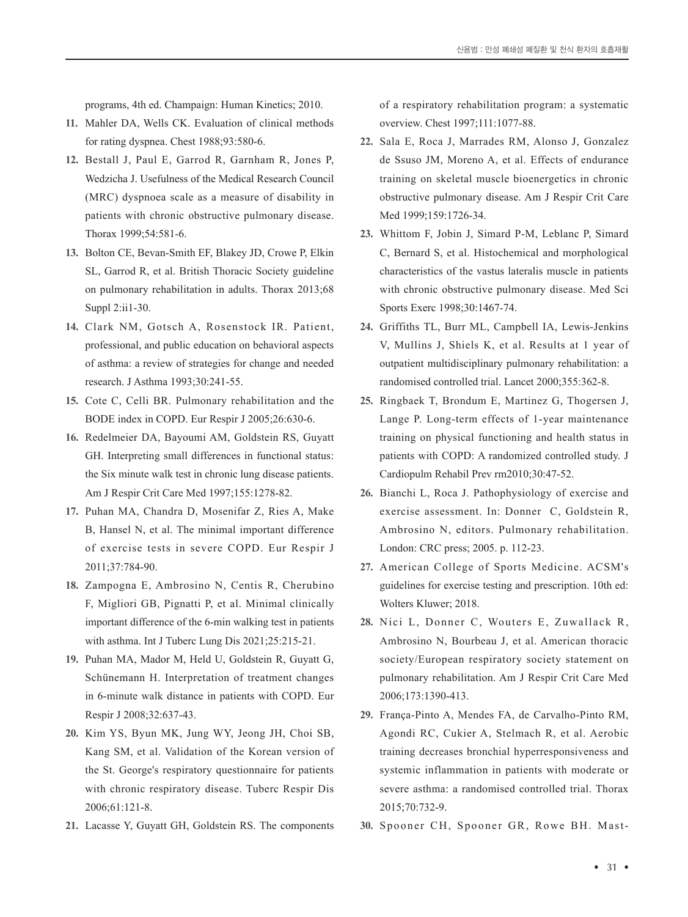programs, 4th ed. Champaign: Human Kinetics; 2010.

11. Mahler DA, Wells CK. Evaluation of clinical methods for rating dyspnea. Chest 1988;93:580-6.
12. Bestall J, Paul E, Garrod R, Garnham R, Jones P, Wedzicha J. Usefulness of the Medical Research Council (MRC) dyspnoea scale as a measure of disability in patients with chronic obstructive pulmonary disease. Thorax 1999;54:581-6.
13. Bolton CE, Bevan-Smith EF, Blakey JD, Crowe P, Elkin SL, Garrod R, et al. British Thoracic Society guideline on pulmonary rehabilitation in adults. Thorax 2013;68 Suppl 2:ii1-30.
14. Clark NM, Gotsch A, Rosenstock IR. Patient, professional, and public education on behavioral aspects of asthma: a review of strategies for change and needed research. J Asthma 1993;30:241-55.
15. Cote C, Celli BR. Pulmonary rehabilitation and the BODE index in COPD. Eur Respir J 2005;26:630-6.
16. Redelmeier DA, Bayoumi AM, Goldstein RS, Guyatt GH. Interpreting small differences in functional status: the Six minute walk test in chronic lung disease patients. Am J Respir Crit Care Med 1997;155:1278-82.
17. Puhan MA, Chandra D, Mosenifar Z, Ries A, Make B, Hansel N, et al. The minimal important difference of exercise tests in severe COPD. Eur Respir J 2011;37:784-90.
18. Zampogna E, Ambrosino N, Centis R, Cherubino F, Migliori GB, Pignatti P, et al. Minimal clinically important difference of the 6-min walking test in patients with asthma. Int J Tuberc Lung Dis 2021;25:215-21.
19. Puhan MA, Mador M, Held U, Goldstein R, Guyatt G, Schünemann H. Interpretation of treatment changes in 6-minute walk distance in patients with COPD. Eur Respir J 2008;32:637-43.
20. Kim YS, Byun MK, Jung WY, Jeong JH, Choi SB, Kang SM, et al. Validation of the Korean version of the St. George's respiratory questionnaire for patients with chronic respiratory disease. Tuberc Respir Dis 2006;61:121-8.
21. Lacasse Y, Guyatt GH, Goldstein RS. The components of a respiratory rehabilitation program: a systematic overview. Chest 1997;111:1077-88.
22. Sala E, Roca J, Marrades RM, Alonso J, Gonzalez de Ssuso JM, Moreno A, et al. Effects of endurance training on skeletal muscle bioenergetics in chronic obstructive pulmonary disease. Am J Respir Crit Care Med 1999;159:1726-34.
23. Whittom F, Jobin J, Simard P-M, Leblanc P, Simard C, Bernard S, et al. Histochemical and morphological characteristics of the vastus lateralis muscle in patients with chronic obstructive pulmonary disease. Med Sci Sports Exerc 1998;30:1467-74.
24. Griffiths TL, Burr ML, Campbell IA, Lewis-Jenkins V, Mullins J, Shiels K, et al. Results at 1 year of outpatient multidisciplinary pulmonary rehabilitation: a randomised controlled trial. Lancet 2000;355:362-8.
25. Ringbaek T, Brondum E, Martinez G, Thogersen J, Lange P. Long-term effects of 1-year maintenance training on physical functioning and health status in patients with COPD: A randomized controlled study. J Cardiopulm Rehabil Prev rm2010;30:47-52.
26. Bianchi L, Roca J. Pathophysiology of exercise and exercise assessment. In: Donner C, Goldstein R, Ambrosino N, editors. Pulmonary rehabilitation. London: CRC press; 2005. p. 112-23.
27. American College of Sports Medicine. ACSM's guidelines for exercise testing and prescription. 10th ed: Wolters Kluwer; 2018.
28. Nici L, Donner C, Wouters E, Zuwallack R, Ambrosino N, Bourbeau J, et al. American thoracic society/European respiratory society statement on pulmonary rehabilitation. Am J Respir Crit Care Med 2006;173:1390-413.
29. França-Pinto A, Mendes FA, de Carvalho-Pinto RM, Agondi RC, Cukier A, Stelmach R, et al. Aerobic training decreases bronchial hyperresponsiveness and systemic inflammation in patients with moderate or severe asthma: a randomised controlled trial. Thorax 2015;70:732-9.
30. Spooner CH, Spooner GR, Rowe BH. Mast-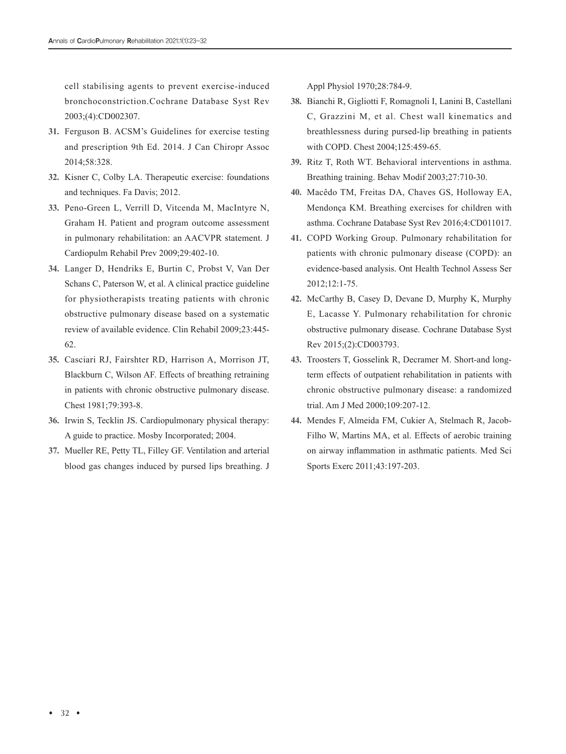cell stabilising agents to prevent exercise-induced bronchoconstriction.Cochrane Database Syst Rev 2003;(4):CD002307.

31. Ferguson B. ACSM's Guidelines for exercise testing and prescription 9th Ed. 2014. J Can Chiropr Assoc 2014;58:328.
32. Kisner C, Colby LA. Therapeutic exercise: foundations and techniques. Fa Davis; 2012.
33. Peno-Green L, Verrill D, Vitcenda M, MacIntyre N, Graham H. Patient and program outcome assessment in pulmonary rehabilitation: an AACVPR statement. J Cardiopulm Rehabil Prev 2009;29:402-10.
34. Langer D, Hendriks E, Burtin C, Probst V, Van Der Schans C, Paterson W, et al. A clinical practice guideline for physiotherapists treating patients with chronic obstructive pulmonary disease based on a systematic review of available evidence. Clin Rehabil 2009;23:445-62.
35. Casciari RJ, Fairshter RD, Harrison A, Morrison JT, Blackburn C, Wilson AF. Effects of breathing retraining in patients with chronic obstructive pulmonary disease. Chest 1981;79:393-8.
36. Irwin S, Tecklin JS. Cardiopulmonary physical therapy: A guide to practice. Mosby Incorporated; 2004.
37. Mueller RE, Petty TL, Filley GF. Ventilation and arterial blood gas changes induced by pursed lips breathing. J Appl Physiol 1970;28:784-9.
38. Bianchi R, Gigliotti F, Romagnoli I, Lanini B, Castellani C, Grazzini M, et al. Chest wall kinematics and breathlessness during pursed-lip breathing in patients with COPD. Chest 2004;125:459-65.
39. Ritz T, Roth WT. Behavioral interventions in asthma. Breathing training. Behav Modif 2003;27:710-30.
40. Macêdo TM, Freitas DA, Chaves GS, Holloway EA, Mendonça KM. Breathing exercises for children with asthma. Cochrane Database Syst Rev 2016;4:CD011017.
41. COPD Working Group. Pulmonary rehabilitation for patients with chronic pulmonary disease (COPD): an evidence-based analysis. Ont Health Technol Assess Ser 2012;12:1-75.
42. McCarthy B, Casey D, Devane D, Murphy K, Murphy E, Lacasse Y. Pulmonary rehabilitation for chronic obstructive pulmonary disease. Cochrane Database Syst Rev 2015;(2):CD003793.
43. Troosters T, Gosselink R, Decramer M. Short-and long-term effects of outpatient rehabilitation in patients with chronic obstructive pulmonary disease: a randomized trial. Am J Med 2000;109:207-12.
44. Mendes F, Almeida FM, Cukier A, Stelmach R, Jacob-Filho W, Martins MA, et al. Effects of aerobic training on airway inflammation in asthmatic patients. Med Sci Sports Exerc 2011;43:197-203.